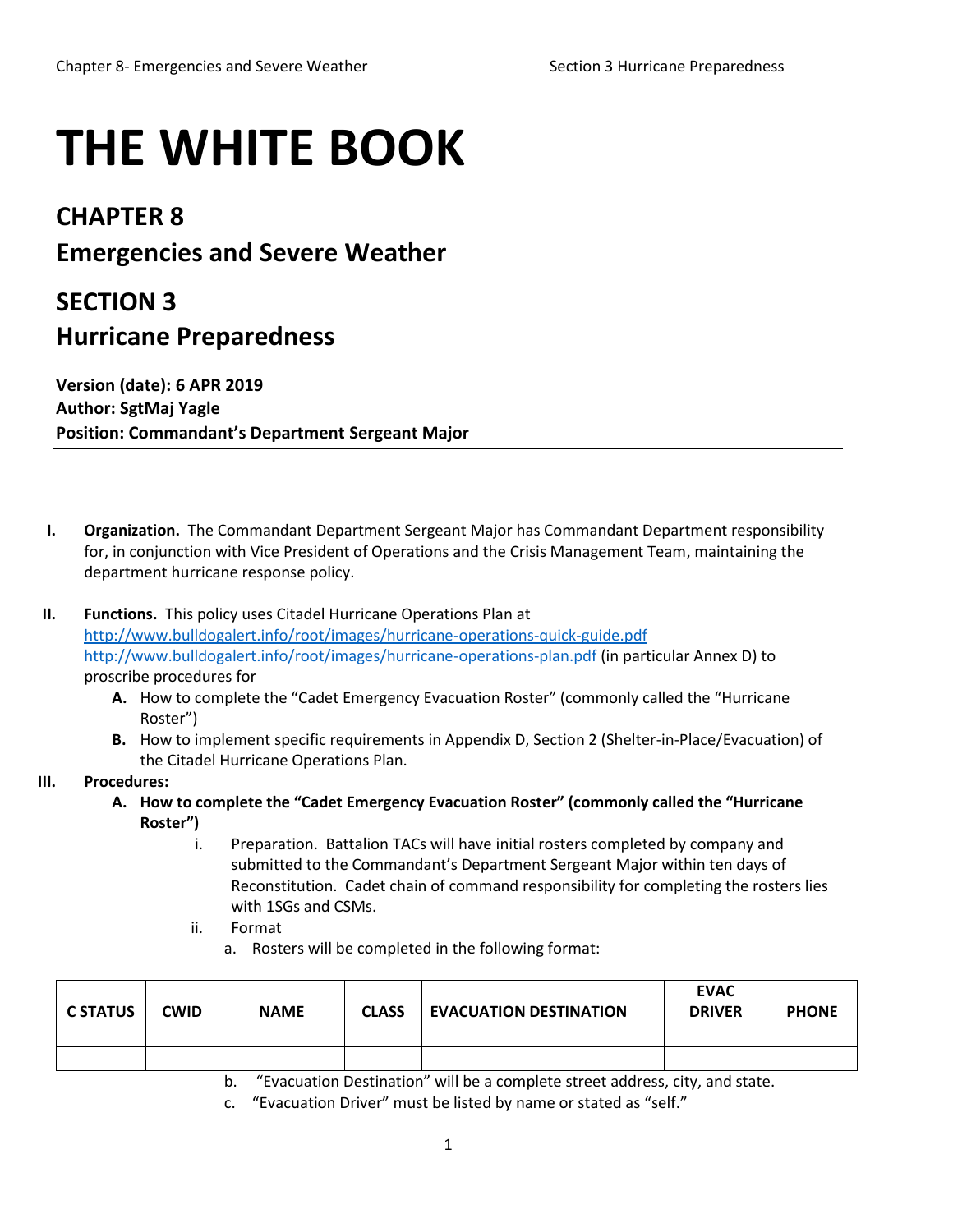# THE WHITE BOOK

## CHAPTER 8
## Emergencies and Severe Weather

## SECTION 3
## Hurricane Preparedness

**Version (date): 6 APR 2019**
**Author: SgtMaj Yagle**
**Position: Commandant's Department Sergeant Major**

---

I. **Organization.** The Commandant Department Sergeant Major has Commandant Department responsibility for, in conjunction with Vice President of Operations and the Crisis Management Team, maintaining the department hurricane response policy.

II. **Functions.** This policy uses Citadel Hurricane Operations Plan at http://www.bulldogalert.info/root/images/hurricane-operations-quick-guide.pdf http://www.bulldogalert.info/root/images/hurricane-operations-plan.pdf (in particular Annex D) to proscribe procedures for

   A. How to complete the "Cadet Emergency Evacuation Roster" (commonly called the "Hurricane Roster")

   B. How to implement specific requirements in Appendix D, Section 2 (Shelter-in-Place/Evacuation) of the Citadel Hurricane Operations Plan.

III. **Procedures:**

   A. **How to complete the "Cadet Emergency Evacuation Roster" (commonly called the "Hurricane Roster")**

      i. Preparation. Battalion TACs will have initial rosters completed by company and submitted to the Commandant's Department Sergeant Major within ten days of Reconstitution. Cadet chain of command responsibility for completing the rosters lies with 1SGs and CSMs.

      ii. Format

         a. Rosters will be completed in the following format:

| C STATUS | CWID | NAME | CLASS | EVACUATION DESTINATION | EVAC DRIVER | PHONE |
|---|---|---|---|---|---|---|
| | | | | | | |
| | | | | | | |

         b. "Evacuation Destination" will be a complete street address, city, and state.

         c. "Evacuation Driver" must be listed by name or stated as "self."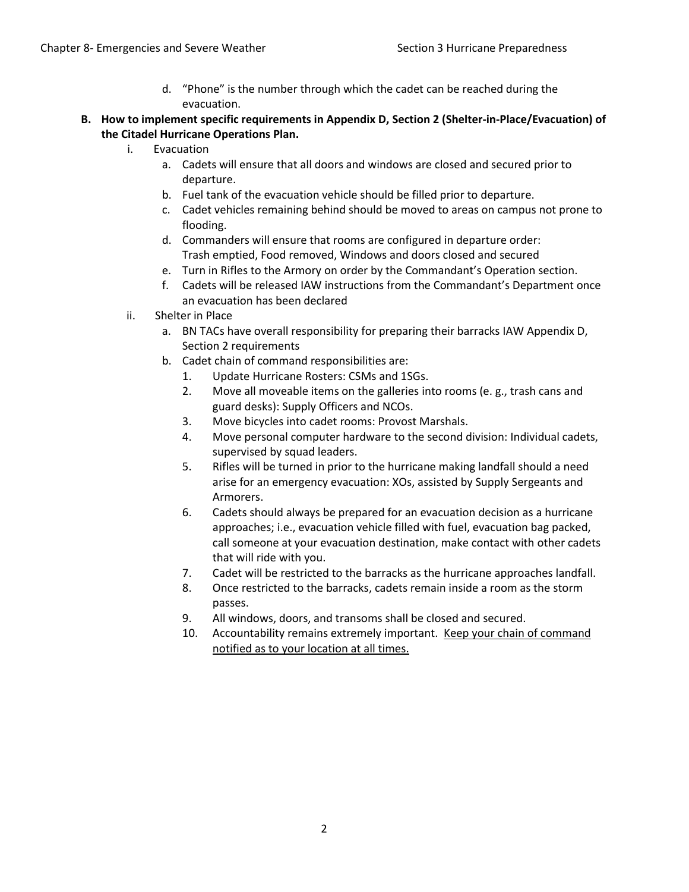d. "Phone" is the number through which the cadet can be reached during the evacuation.

**B. How to implement specific requirements in Appendix D, Section 2 (Shelter-in-Place/Evacuation) of the Citadel Hurricane Operations Plan.**

i. Evacuation

a. Cadets will ensure that all doors and windows are closed and secured prior to departure.

b. Fuel tank of the evacuation vehicle should be filled prior to departure.

c. Cadet vehicles remaining behind should be moved to areas on campus not prone to flooding.

d. Commanders will ensure that rooms are configured in departure order: Trash emptied, Food removed, Windows and doors closed and secured

e. Turn in Rifles to the Armory on order by the Commandant's Operation section.

f. Cadets will be released IAW instructions from the Commandant's Department once an evacuation has been declared

ii. Shelter in Place

a. BN TACs have overall responsibility for preparing their barracks IAW Appendix D, Section 2 requirements

b. Cadet chain of command responsibilities are:

1. Update Hurricane Rosters: CSMs and 1SGs.
2. Move all moveable items on the galleries into rooms (e. g., trash cans and guard desks): Supply Officers and NCOs.
3. Move bicycles into cadet rooms: Provost Marshals.
4. Move personal computer hardware to the second division: Individual cadets, supervised by squad leaders.
5. Rifles will be turned in prior to the hurricane making landfall should a need arise for an emergency evacuation: XOs, assisted by Supply Sergeants and Armorers.
6. Cadets should always be prepared for an evacuation decision as a hurricane approaches; i.e., evacuation vehicle filled with fuel, evacuation bag packed, call someone at your evacuation destination, make contact with other cadets that will ride with you.
7. Cadet will be restricted to the barracks as the hurricane approaches landfall.
8. Once restricted to the barracks, cadets remain inside a room as the storm passes.
9. All windows, doors, and transoms shall be closed and secured.
10. Accountability remains extremely important. <u>Keep your chain of command notified as to your location at all times.</u>